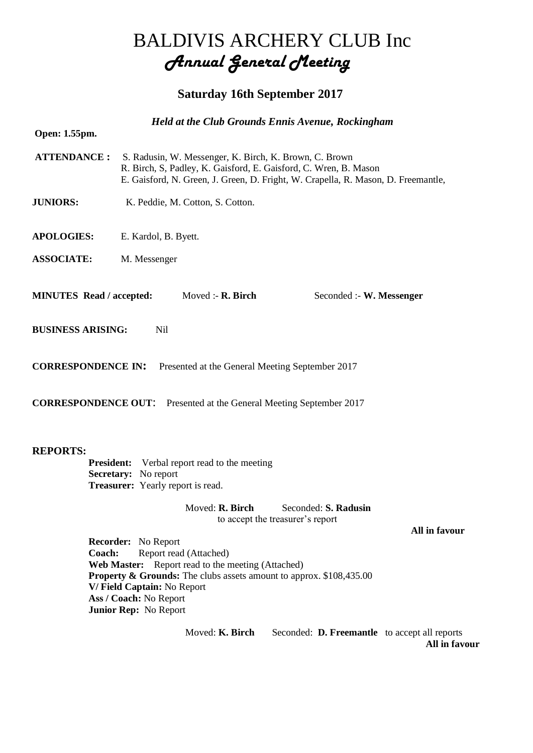# BALDIVIS ARCHERY CLUB Inc

## *Annual General Meeting*

### Saturday 16th September 2017

***Held at the Club Grounds Ennis Avenue, Rockingham***

**Open: 1.55pm.**

**ATTENDANCE :** S. Radusin, W. Messenger, K. Birch, K. Brown, C. Brown
R. Birch, S, Padley, K. Gaisford, E. Gaisford, C. Wren, B. Mason
E. Gaisford, N. Green, J. Green, D. Fright, W. Crapella, R. Mason, D. Freemantle,

**JUNIORS:** K. Peddie, M. Cotton, S. Cotton.

**APOLOGIES:** E. Kardol, B. Byett.

**ASSOCIATE:** M. Messenger

**MINUTES Read / accepted:** Moved :- **R. Birch** Seconded :- **W. Messenger**

**BUSINESS ARISING:** Nil

**CORRESPONDENCE IN:** Presented at the General Meeting September 2017

**CORRESPONDENCE OUT**: Presented at the General Meeting September 2017

**REPORTS:**

**President:** Verbal report read to the meeting
**Secretary:** No report
**Treasurer:** Yearly report is read.

Moved: **R. Birch** Seconded: **S. Radusin**
to accept the treasurer's report

**All in favour**

**Recorder:** No Report
**Coach:** Report read (Attached)
**Web Master:** Report read to the meeting (Attached)
**Property & Grounds:** The clubs assets amount to approx. $108,435.00
**V/ Field Captain:** No Report
**Ass / Coach:** No Report
**Junior Rep:** No Report

Moved: **K. Birch** Seconded: **D. Freemantle** to accept all reports

**All in favour**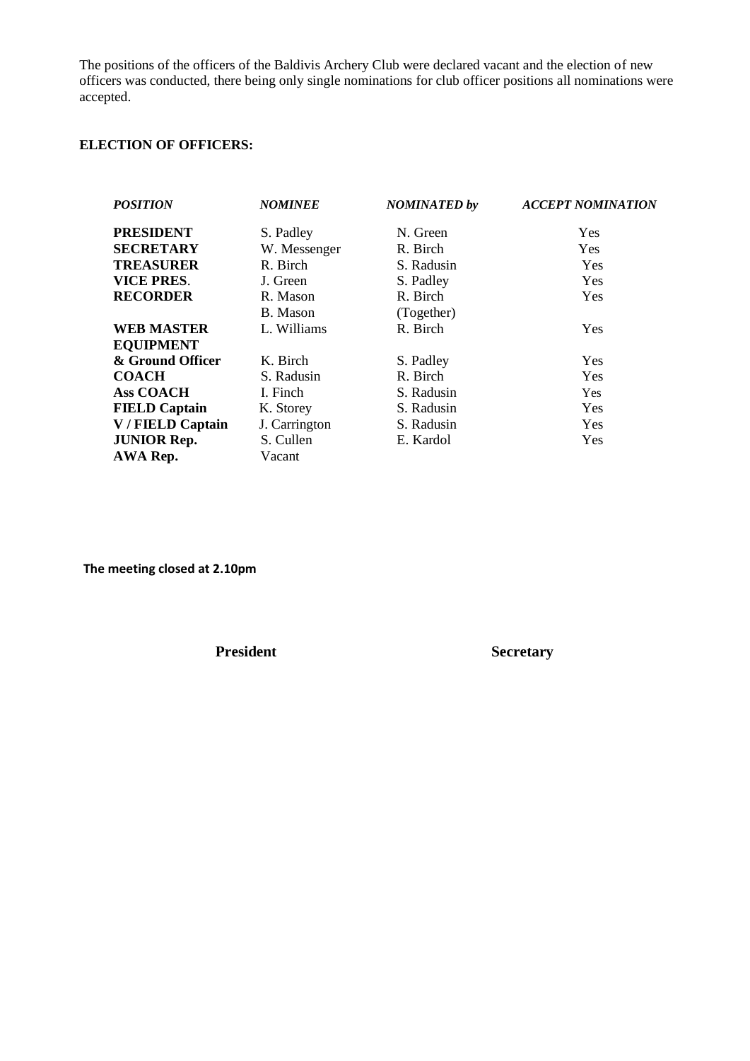The positions of the officers of the Baldivis Archery Club were declared vacant and the election of new officers was conducted, there being only single nominations for club officer positions all nominations were accepted.

**ELECTION OF OFFICERS:**

| ***POSITION*** | ***NOMINEE*** | ***NOMINATED by*** | ***ACCEPT NOMINATION*** |
|---|---|---|---|
| **PRESIDENT** | S. Padley | N. Green | Yes |
| **SECRETARY** | W. Messenger | R. Birch | Yes |
| **TREASURER** | R. Birch | S. Radusin | Yes |
| **VICE PRES.** | J. Green | S. Padley | Yes |
| **RECORDER** | R. Mason | R. Birch | Yes |
| | B. Mason | (Together) | |
| **WEB MASTER** | L. Williams | R. Birch | Yes |
| **EQUIPMENT & Ground Officer** | K. Birch | S. Padley | Yes |
| **COACH** | S. Radusin | R. Birch | Yes |
| **Ass COACH** | I. Finch | S. Radusin | Yes |
| **FIELD Captain** | K. Storey | S. Radusin | Yes |
| **V / FIELD Captain** | J. Carrington | S. Radusin | Yes |
| **JUNIOR Rep.** | S. Cullen | E. Kardol | Yes |
| **AWA Rep.** | Vacant | | |

**The meeting closed at 2.10pm**

**President** **Secretary**